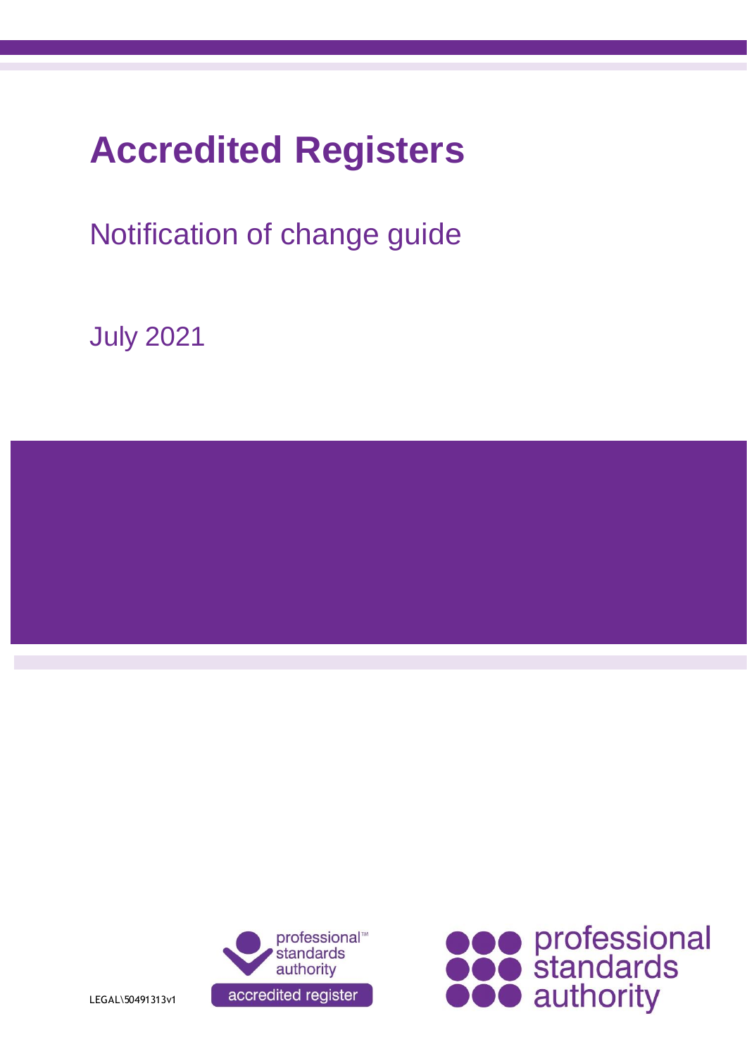# Accredited Registers

## Notification of change guide

July 2021

LEGAL\50491313v1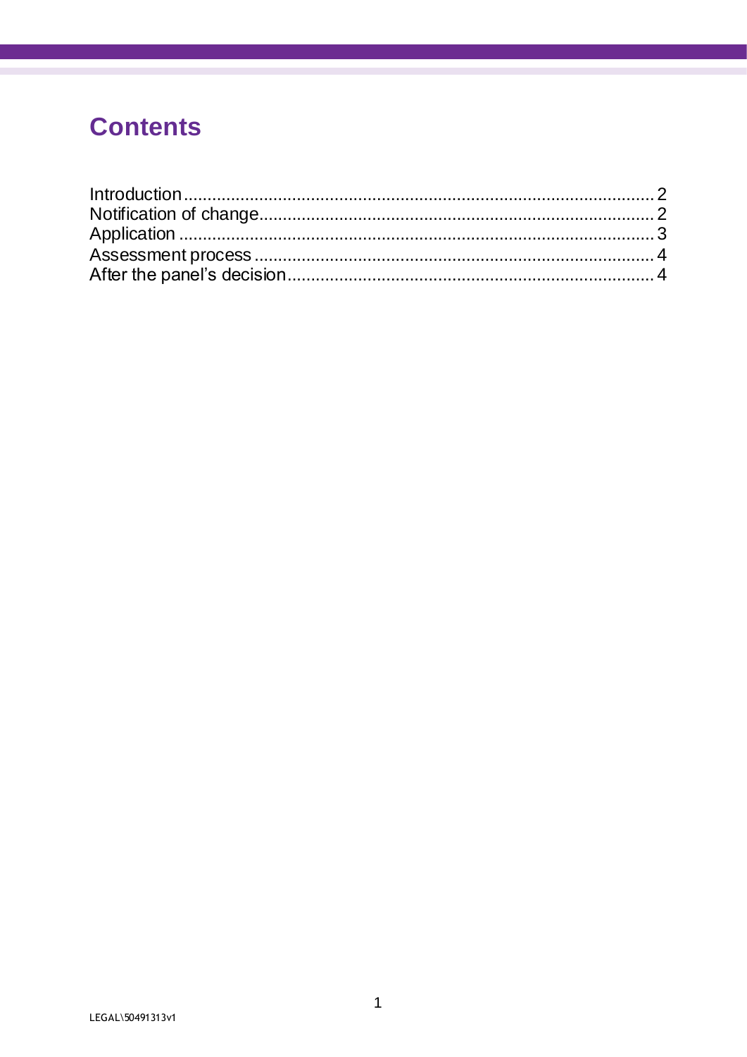# Contents

Introduction .......... 2
Notification of change .......... 2
Application .......... 3
Assessment process .......... 4
After the panel's decision .......... 4

LEGAL\50491313v1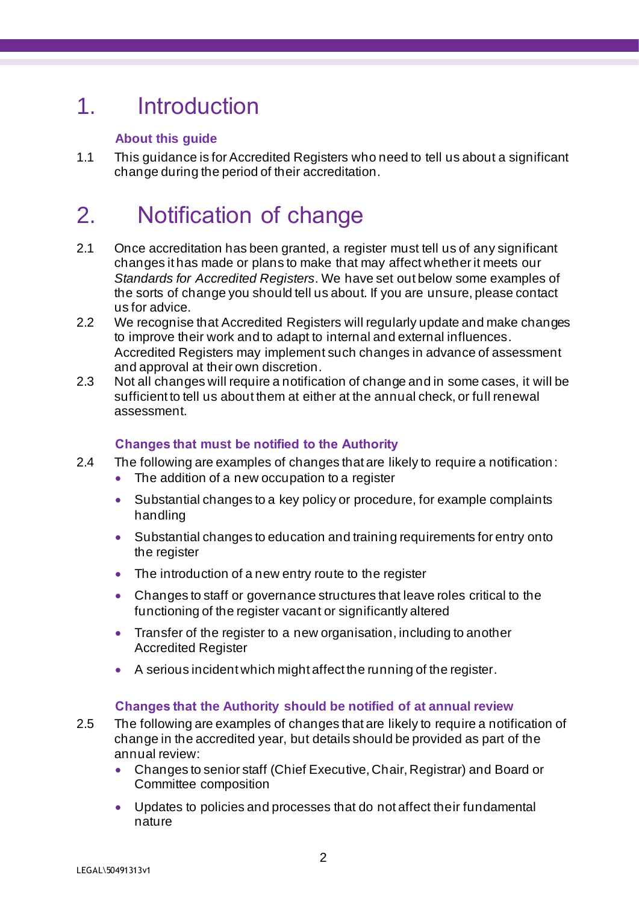# 1. Introduction

### About this guide

1.1 This guidance is for Accredited Registers who need to tell us about a significant change during the period of their accreditation.

# 2. Notification of change

2.1 Once accreditation has been granted, a register must tell us of any significant changes it has made or plans to make that may affect whether it meets our *Standards for Accredited Registers*. We have set out below some examples of the sorts of change you should tell us about. If you are unsure, please contact us for advice.

2.2 We recognise that Accredited Registers will regularly update and make changes to improve their work and to adapt to internal and external influences. Accredited Registers may implement such changes in advance of assessment and approval at their own discretion.

2.3 Not all changes will require a notification of change and in some cases, it will be sufficient to tell us about them at either at the annual check, or full renewal assessment.

### Changes that must be notified to the Authority

2.4 The following are examples of changes that are likely to require a notification:

- The addition of a new occupation to a register
- Substantial changes to a key policy or procedure, for example complaints handling
- Substantial changes to education and training requirements for entry onto the register
- The introduction of a new entry route to the register
- Changes to staff or governance structures that leave roles critical to the functioning of the register vacant or significantly altered
- Transfer of the register to a new organisation, including to another Accredited Register
- A serious incident which might affect the running of the register.

### Changes that the Authority should be notified of at annual review

2.5 The following are examples of changes that are likely to require a notification of change in the accredited year, but details should be provided as part of the annual review:

- Changes to senior staff (Chief Executive, Chair, Registrar) and Board or Committee composition
- Updates to policies and processes that do not affect their fundamental nature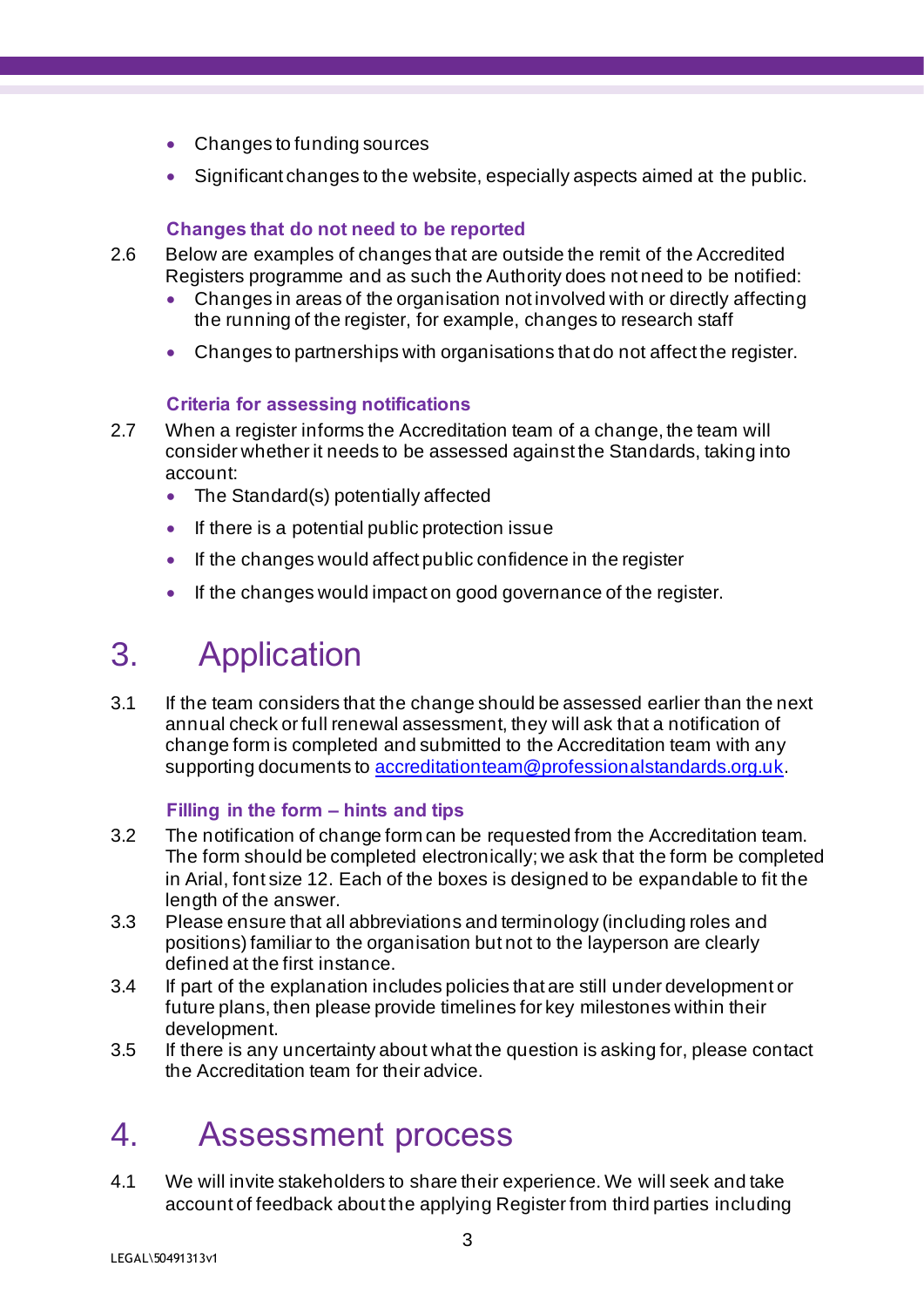- Changes to funding sources
- Significant changes to the website, especially aspects aimed at the public.

### Changes that do not need to be reported

2.6 Below are examples of changes that are outside the remit of the Accredited Registers programme and as such the Authority does not need to be notified:

- Changes in areas of the organisation not involved with or directly affecting the running of the register, for example, changes to research staff
- Changes to partnerships with organisations that do not affect the register.

### Criteria for assessing notifications

2.7 When a register informs the Accreditation team of a change, the team will consider whether it needs to be assessed against the Standards, taking into account:

- The Standard(s) potentially affected
- If there is a potential public protection issue
- If the changes would affect public confidence in the register
- If the changes would impact on good governance of the register.

## 3. Application

3.1 If the team considers that the change should be assessed earlier than the next annual check or full renewal assessment, they will ask that a notification of change form is completed and submitted to the Accreditation team with any supporting documents to accreditationteam@professionalstandards.org.uk.

### Filling in the form – hints and tips

3.2 The notification of change form can be requested from the Accreditation team. The form should be completed electronically; we ask that the form be completed in Arial, font size 12. Each of the boxes is designed to be expandable to fit the length of the answer.

3.3 Please ensure that all abbreviations and terminology (including roles and positions) familiar to the organisation but not to the layperson are clearly defined at the first instance.

3.4 If part of the explanation includes policies that are still under development or future plans, then please provide timelines for key milestones within their development.

3.5 If there is any uncertainty about what the question is asking for, please contact the Accreditation team for their advice.

## 4. Assessment process

4.1 We will invite stakeholders to share their experience. We will seek and take account of feedback about the applying Register from third parties including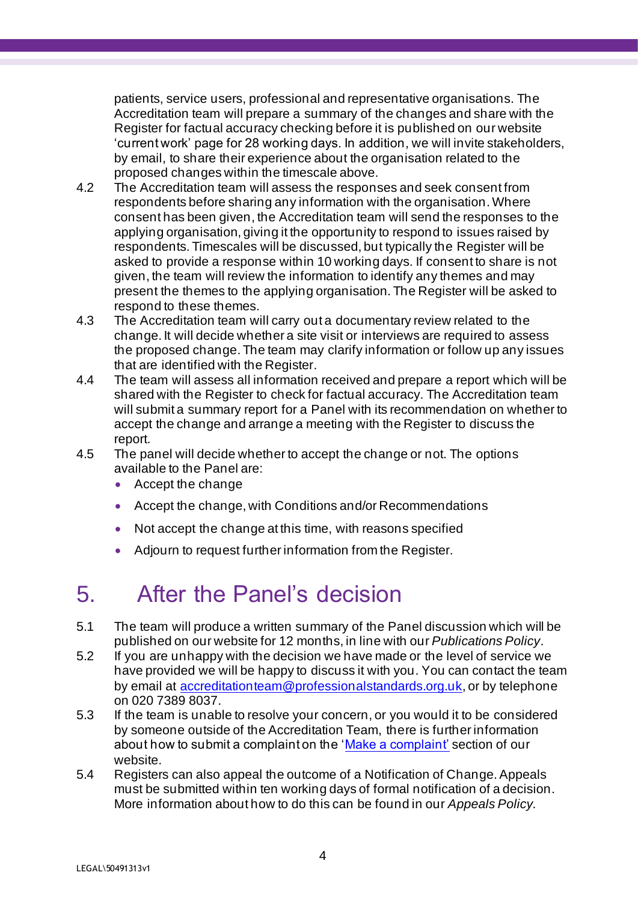patients, service users, professional and representative organisations. The Accreditation team will prepare a summary of the changes and share with the Register for factual accuracy checking before it is published on our website 'current work' page for 28 working days. In addition, we will invite stakeholders, by email, to share their experience about the organisation related to the proposed changes within the timescale above.

4.2 The Accreditation team will assess the responses and seek consent from respondents before sharing any information with the organisation. Where consent has been given, the Accreditation team will send the responses to the applying organisation, giving it the opportunity to respond to issues raised by respondents. Timescales will be discussed, but typically the Register will be asked to provide a response within 10 working days. If consent to share is not given, the team will review the information to identify any themes and may present the themes to the applying organisation. The Register will be asked to respond to these themes.

4.3 The Accreditation team will carry out a documentary review related to the change. It will decide whether a site visit or interviews are required to assess the proposed change. The team may clarify information or follow up any issues that are identified with the Register.

4.4 The team will assess all information received and prepare a report which will be shared with the Register to check for factual accuracy. The Accreditation team will submit a summary report for a Panel with its recommendation on whether to accept the change and arrange a meeting with the Register to discuss the report.

4.5 The panel will decide whether to accept the change or not. The options available to the Panel are:

- Accept the change
- Accept the change, with Conditions and/or Recommendations
- Not accept the change at this time, with reasons specified
- Adjourn to request further information from the Register.

# 5. After the Panel's decision

5.1 The team will produce a written summary of the Panel discussion which will be published on our website for 12 months, in line with our *Publications Policy*.

5.2 If you are unhappy with the decision we have made or the level of service we have provided we will be happy to discuss it with you. You can contact the team by email at accreditationteam@professionalstandards.org.uk, or by telephone on 020 7389 8037.

5.3 If the team is unable to resolve your concern, or you would it to be considered by someone outside of the Accreditation Team, there is further information about how to submit a complaint on the 'Make a complaint' section of our website.

5.4 Registers can also appeal the outcome of a Notification of Change. Appeals must be submitted within ten working days of formal notification of a decision. More information about how to do this can be found in our *Appeals Policy.*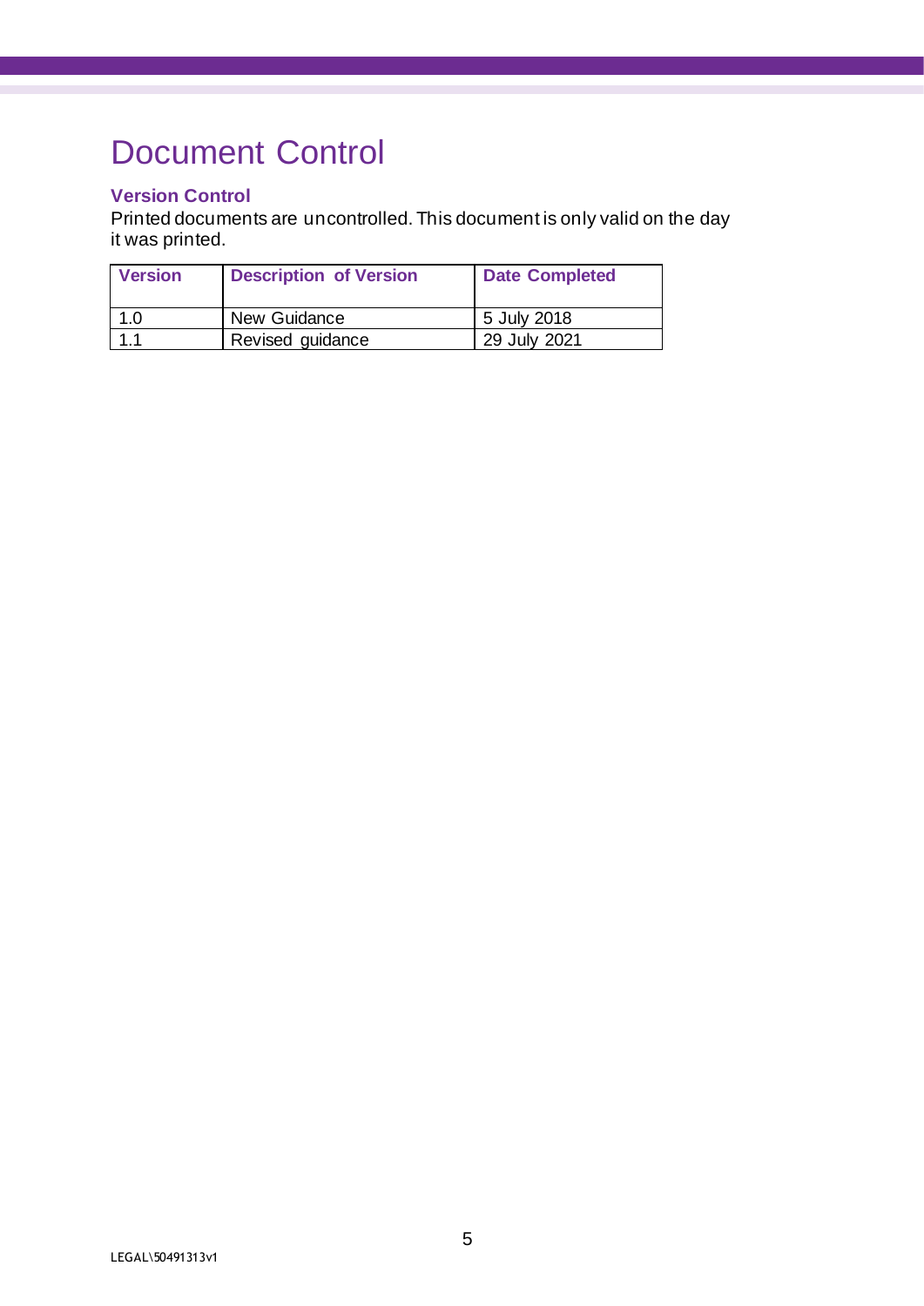# Document Control

### Version Control

Printed documents are uncontrolled. This document is only valid on the day it was printed.

| Version | Description of Version | Date Completed |
|---|---|---|
| 1.0 | New Guidance | 5 July 2018 |
| 1.1 | Revised guidance | 29 July 2021 |

LEGAL\50491313v1